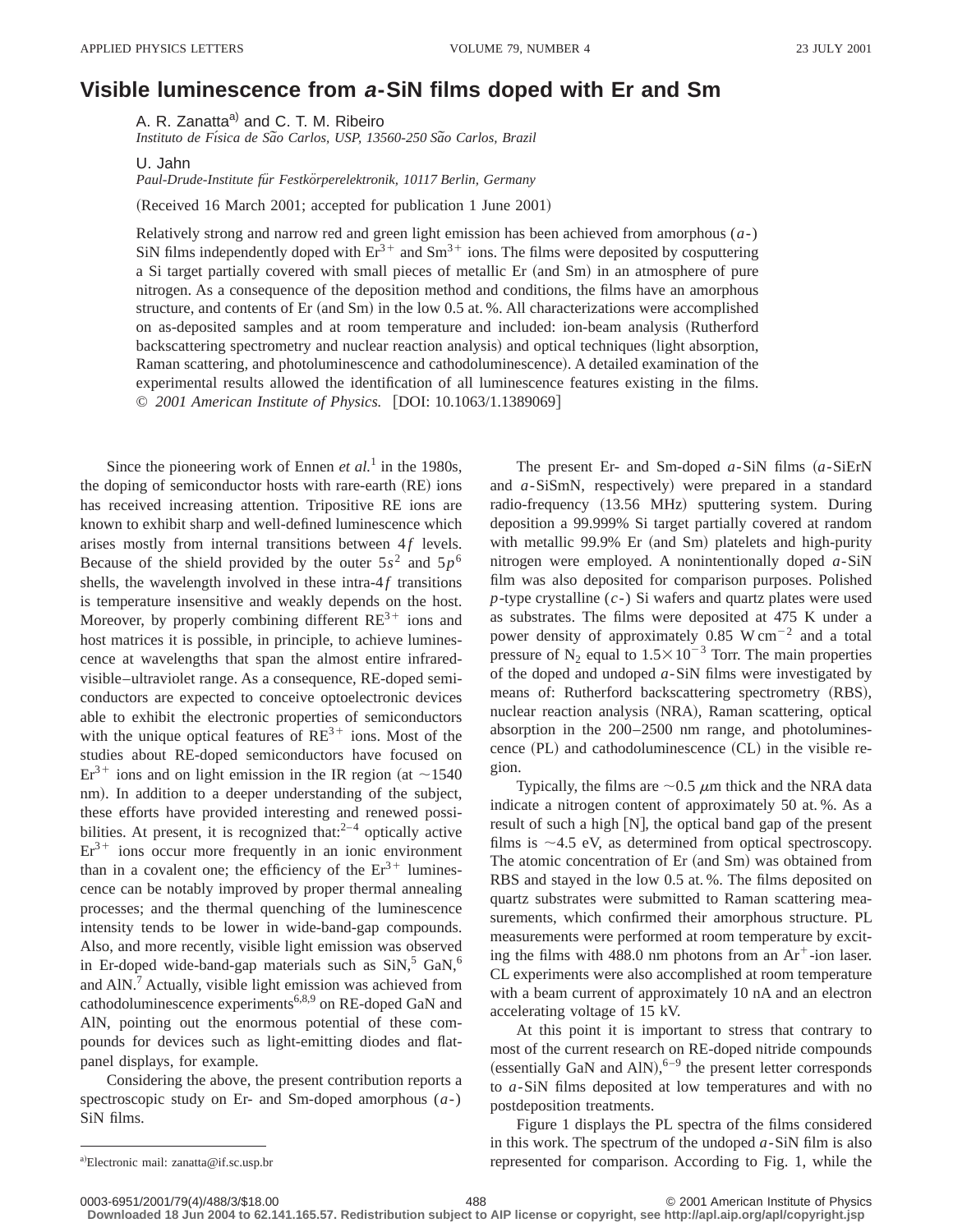# Visible luminescence from *a*-SiN films doped with Er and Sm

A. R. Zanatta[a] and C. T. M. Ribeiro  
*Instituto de Física de São Carlos, USP, 13560-250 São Carlos, Brazil*

U. Jahn  
*Paul-Drude-Institute für Festkörperelektronik, 10117 Berlin, Germany*

(Received 16 March 2001; accepted for publication 1 June 2001)

Relatively strong and narrow red and green light emission has been achieved from amorphous (*a*-) SiN films independently doped with $Er^{3+}$ and $Sm^{3+}$ ions. The films were deposited by cosputtering a Si target partially covered with small pieces of metallic Er (and Sm) in an atmosphere of pure nitrogen. As a consequence of the deposition method and conditions, the films have an amorphous structure, and contents of Er (and Sm) in the low 0.5 at. %. All characterizations were accomplished on as-deposited samples and at room temperature and included: ion-beam analysis (Rutherford backscattering spectrometry and nuclear reaction analysis) and optical techniques (light absorption, Raman scattering, and photoluminescence and cathodoluminescence). A detailed examination of the experimental results allowed the identification of all luminescence features existing in the films. © *2001 American Institute of Physics.* [DOI: 10.1063/1.1389069]

Since the pioneering work of Ennen *et al.*[1] in the 1980s, the doping of semiconductor hosts with rare-earth (RE) ions has received increasing attention. Tripositive RE ions are known to exhibit sharp and well-defined luminescence which arises mostly from internal transitions between $4f$ levels. Because of the shield provided by the outer $5s^2$ and $5p^6$ shells, the wavelength involved in these intra-$4f$ transitions is temperature insensitive and weakly depends on the host. Moreover, by properly combining different $RE^{3+}$ ions and host matrices it is possible, in principle, to achieve luminescence at wavelengths that span the almost entire infrared-visible–ultraviolet range. As a consequence, RE-doped semiconductors are expected to conceive optoelectronic devices able to exhibit the electronic properties of semiconductors with the unique optical features of $RE^{3+}$ ions. Most of the studies about RE-doped semiconductors have focused on $Er^{3+}$ ions and on light emission in the IR region (at ~1540 nm). In addition to a deeper understanding of the subject, these efforts have provided interesting and renewed possibilities. At present, it is recognized that:[2–4] optically active $Er^{3+}$ ions occur more frequently in an ionic environment than in a covalent one; the efficiency of the $Er^{3+}$ luminescence can be notably improved by proper thermal annealing processes; and the thermal quenching of the luminescence intensity tends to be lower in wide-band-gap compounds. Also, and more recently, visible light emission was observed in Er-doped wide-band-gap materials such as SiN,[5] GaN,[6] and AlN.[7] Actually, visible light emission was achieved from cathodoluminescence experiments[6,8,9] on RE-doped GaN and AlN, pointing out the enormous potential of these compounds for devices such as light-emitting diodes and flat-panel displays, for example.

Considering the above, the present contribution reports a spectroscopic study on Er- and Sm-doped amorphous (*a*-) SiN films.

The present Er- and Sm-doped *a*-SiN films (*a*-SiErN and *a*-SiSmN, respectively) were prepared in a standard radio-frequency (13.56 MHz) sputtering system. During deposition a 99.999% Si target partially covered at random with metallic 99.9% Er (and Sm) platelets and high-purity nitrogen were employed. A nonintentionally doped *a*-SiN film was also deposited for comparison purposes. Polished *p*-type crystalline (*c*-) Si wafers and quartz plates were used as substrates. The films were deposited at 475 K under a power density of approximately 0.85 $W\,cm^{-2}$ and a total pressure of $N_2$ equal to $1.5\times10^{-3}$ Torr. The main properties of the doped and undoped *a*-SiN films were investigated by means of: Rutherford backscattering spectrometry (RBS), nuclear reaction analysis (NRA), Raman scattering, optical absorption in the 200–2500 nm range, and photoluminescence (PL) and cathodoluminescence (CL) in the visible region.

Typically, the films are ~0.5 $\mu$m thick and the NRA data indicate a nitrogen content of approximately 50 at. %. As a result of such a high [N], the optical band gap of the present films is ~4.5 eV, as determined from optical spectroscopy. The atomic concentration of Er (and Sm) was obtained from RBS and stayed in the low 0.5 at. %. The films deposited on quartz substrates were submitted to Raman scattering measurements, which confirmed their amorphous structure. PL measurements were performed at room temperature by exciting the films with 488.0 nm photons from an $Ar^+$-ion laser. CL experiments were also accomplished at room temperature with a beam current of approximately 10 nA and an electron accelerating voltage of 15 kV.

At this point it is important to stress that contrary to most of the current research on RE-doped nitride compounds (essentially GaN and AlN),[6–9] the present letter corresponds to *a*-SiN films deposited at low temperatures and with no postdeposition treatments.

Figure 1 displays the PL spectra of the films considered in this work. The spectrum of the undoped *a*-SiN film is also represented for comparison. According to Fig. 1, while the

[a]Electronic mail: zanatta@if.sc.usp.br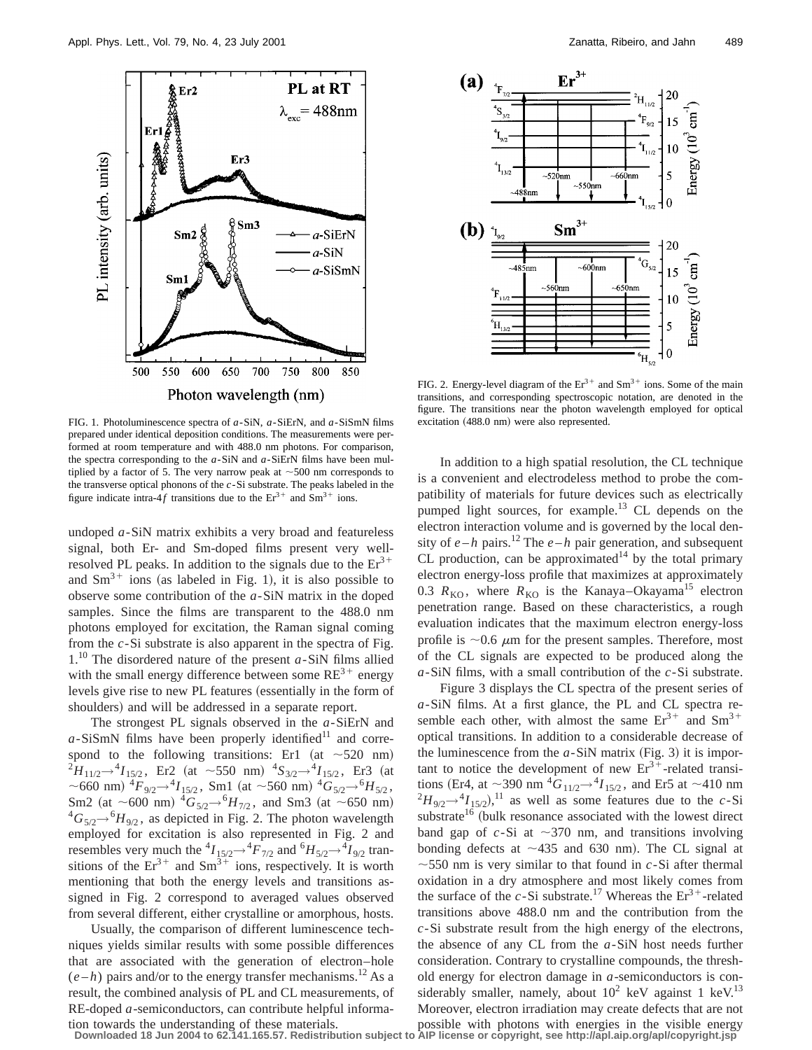FIG. 1. Photoluminescence spectra of *a*-SiN, *a*-SiErN, and *a*-SiSmN films prepared under identical deposition conditions. The measurements were performed at room temperature and with 488.0 nm photons. For comparison, the spectra corresponding to the *a*-SiN and *a*-SiErN films have been multiplied by a factor of 5. The very narrow peak at ~500 nm corresponds to the transverse optical phonons of the *c*-Si substrate. The peaks labeled in the figure indicate intra-4*f* transitions due to the $Er^{3+}$ and $Sm^{3+}$ ions.

undoped *a*-SiN matrix exhibits a very broad and featureless signal, both Er- and Sm-doped films present very well-resolved PL peaks. In addition to the signals due to the $Er^{3+}$ and $Sm^{3+}$ ions (as labeled in Fig. 1), it is also possible to observe some contribution of the *a*-SiN matrix in the doped samples. Since the films are transparent to the 488.0 nm photons employed for excitation, the Raman signal coming from the *c*-Si substrate is also apparent in the spectra of Fig. 1.[10] The disordered nature of the present *a*-SiN films allied with the small energy difference between some $RE^{3+}$ energy levels give rise to new PL features (essentially in the form of shoulders) and will be addressed in a separate report.

The strongest PL signals observed in the *a*-SiErN and *a*-SiSmN films have been properly identified[11] and correspond to the following transitions: Er1 (at ~520 nm) ${}^2H_{11/2} \rightarrow {}^4I_{15/2}$, Er2 (at ~550 nm) ${}^4S_{3/2} \rightarrow {}^4I_{15/2}$, Er3 (at ~660 nm) ${}^4F_{9/2} \rightarrow {}^4I_{15/2}$, Sm1 (at ~560 nm) ${}^4G_{5/2} \rightarrow {}^6H_{5/2}$, Sm2 (at ~600 nm) ${}^4G_{5/2} \rightarrow {}^6H_{7/2}$, and Sm3 (at ~650 nm) ${}^4G_{5/2} \rightarrow {}^6H_{9/2}$, as depicted in Fig. 2. The photon wavelength employed for excitation is also represented in Fig. 2 and resembles very much the ${}^4I_{15/2} \rightarrow {}^4F_{7/2}$ and ${}^6H_{5/2} \rightarrow {}^4I_{9/2}$ transitions of the $Er^{3+}$ and $Sm^{3+}$ ions, respectively. It is worth mentioning that both the energy levels and transitions assigned in Fig. 2 correspond to averaged values observed from several different, either crystalline or amorphous, hosts.

Usually, the comparison of different luminescence techniques yields similar results with some possible differences that are associated with the generation of electron–hole (*e*–*h*) pairs and/or to the energy transfer mechanisms.[12] As a result, the combined analysis of PL and CL measurements, of RE-doped *a*-semiconductors, can contribute helpful information towards the understanding of these materials.

FIG. 2. Energy-level diagram of the $Er^{3+}$ and $Sm^{3+}$ ions. Some of the main transitions, and corresponding spectroscopic notation, are denoted in the figure. The transitions near the photon wavelength employed for optical excitation (488.0 nm) were also represented.

In addition to a high spatial resolution, the CL technique is a convenient and electrodeless method to probe the compatibility of materials for future devices such as electrically pumped light sources, for example.[13] CL depends on the electron interaction volume and is governed by the local density of *e*–*h* pairs.[12] The *e*–*h* pair generation, and subsequent CL production, can be approximated[14] by the total primary electron energy-loss profile that maximizes at approximately 0.3 $R_{KO}$, where $R_{KO}$ is the Kanaya–Okayama[15] electron penetration range. Based on these characteristics, a rough evaluation indicates that the maximum electron energy-loss profile is ~0.6 $\mu$m for the present samples. Therefore, most of the CL signals are expected to be produced along the *a*-SiN films, with a small contribution of the *c*-Si substrate.

Figure 3 displays the CL spectra of the present series of *a*-SiN films. At a first glance, the PL and CL spectra resemble each other, with almost the same $Er^{3+}$ and $Sm^{3+}$ optical transitions. In addition to a considerable decrease of the luminescence from the *a*-SiN matrix (Fig. 3) it is important to notice the development of new $Er^{3+}$-related transitions (Er4, at ~390 nm ${}^4G_{11/2} \rightarrow {}^4I_{15/2}$, and Er5 at ~410 nm ${}^2H_{9/2} \rightarrow {}^4I_{15/2}$),[11] as well as some features due to the *c*-Si substrate[16] (bulk resonance associated with the lowest direct band gap of *c*-Si at ~370 nm, and transitions involving bonding defects at ~435 and 630 nm). The CL signal at ~550 nm is very similar to that found in *c*-Si after thermal oxidation in a dry atmosphere and most likely comes from the surface of the *c*-Si substrate.[17] Whereas the $Er^{3+}$-related transitions above 488.0 nm and the contribution from the *c*-Si substrate result from the high energy of the electrons, the absence of any CL from the *a*-SiN host needs further consideration. Contrary to crystalline compounds, the threshold energy for electron damage in *a*-semiconductors is considerably smaller, namely, about $10^2$ keV against 1 keV.[13] Moreover, electron irradiation may create defects that are not possible with photons with energies in the visible energy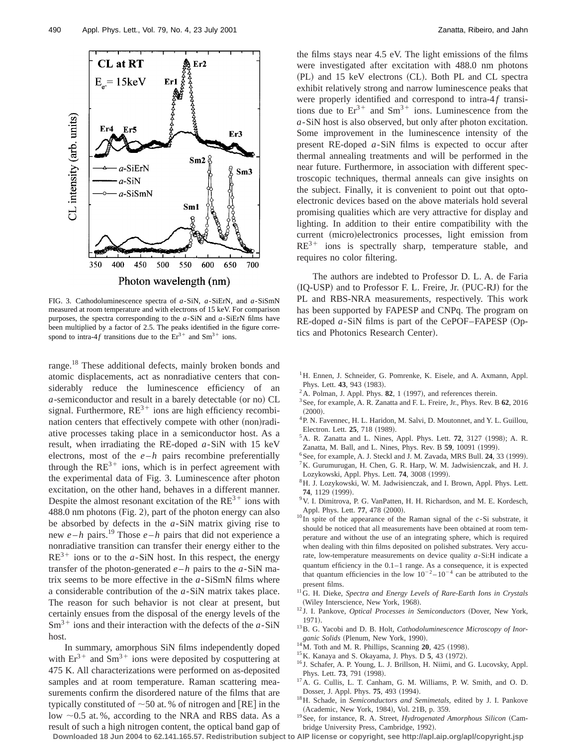CL at RT

$E_{e^-}$= 15keV

CL intensity (arb. units)

Er1 Er2 Er3 Er4 Er5

$a$-SiErN

$a$-SiN

$a$-SiSmN

Sm1 Sm2 Sm3

350 400 450 500 550 600 650 700

Photon wavelength (nm)

FIG. 3. Cathodoluminescence spectra of $a$-SiN, $a$-SiErN, and $a$-SiSmN measured at room temperature and with electrons of 15 keV. For comparison purposes, the spectra corresponding to the $a$-SiN and $a$-SiErN films have been multiplied by a factor of 2.5. The peaks identified in the figure correspond to intra-4$f$ transitions due to the $Er^{3+}$ and $Sm^{3+}$ ions.

range.[18] These additional defects, mainly broken bonds and atomic displacements, act as nonradiative centers that considerably reduce the luminescence efficiency of an $a$-semiconductor and result in a barely detectable (or no) CL signal. Furthermore, $RE^{3+}$ ions are high efficiency recombination centers that effectively compete with other (non)radiative processes taking place in a semiconductor host. As a result, when irradiating the RE-doped $a$-SiN with 15 keV electrons, most of the $e-h$ pairs recombine preferentially through the $RE^{3+}$ ions, which is in perfect agreement with the experimental data of Fig. 3. Luminescence after photon excitation, on the other hand, behaves in a different manner. Despite the almost resonant excitation of the $RE^{3+}$ ions with 488.0 nm photons (Fig. 2), part of the photon energy can also be absorbed by defects in the $a$-SiN matrix giving rise to new $e-h$ pairs.[19] Those $e-h$ pairs that did not experience a nonradiative transition can transfer their energy either to the $RE^{3+}$ ions or to the $a$-SiN host. In this respect, the energy transfer of the photon-generated $e-h$ pairs to the $a$-SiN matrix seems to be more effective in the $a$-SiSmN films where a considerable contribution of the $a$-SiN matrix takes place. The reason for such behavior is not clear at present, but certainly ensues from the disposal of the energy levels of the $Sm^{3+}$ ions and their interaction with the defects of the $a$-SiN host.

In summary, amorphous SiN films independently doped with $Er^{3+}$ and $Sm^{3+}$ ions were deposited by cosputtering at 475 K. All characterizations were performed on as-deposited samples and at room temperature. Raman scattering measurements confirm the disordered nature of the films that are typically constituted of ~50 at. % of nitrogen and [RE] in the low ~0.5 at. %, according to the NRA and RBS data. As a result of such a high nitrogen content, the optical band gap of the films stays near 4.5 eV. The light emissions of the films were investigated after excitation with 488.0 nm photons (PL) and 15 keV electrons (CL). Both PL and CL spectra exhibit relatively strong and narrow luminescence peaks that were properly identified and correspond to intra-4$f$ transitions due to $Er^{3+}$ and $Sm^{3+}$ ions. Luminescence from the $a$-SiN host is also observed, but only after photon excitation. Some improvement in the luminescence intensity of the present RE-doped $a$-SiN films is expected to occur after thermal annealing treatments and will be performed in the near future. Furthermore, in association with different spectroscopic techniques, thermal anneals can give insights on the subject. Finally, it is convenient to point out that optoelectronic devices based on the above materials hold several promising qualities which are very attractive for display and lighting. In addition to their entire compatibility with the current (micro)electronics processes, light emission from $RE^{3+}$ ions is spectrally sharp, temperature stable, and requires no color filtering.

The authors are indebted to Professor D. L. A. de Faria (IQ-USP) and to Professor F. L. Freire, Jr. (PUC-RJ) for the PL and RBS-NRA measurements, respectively. This work has been supported by FAPESP and CNPq. The program on RE-doped $a$-SiN films is part of the CePOF–FAPESP (Optics and Photonics Research Center).

[1] H. Ennen, J. Schneider, G. Pomrenke, K. Eisele, and A. Axmann, Appl. Phys. Lett. **43**, 943 (1983).
[2] A. Polman, J. Appl. Phys. **82**, 1 (1997), and references therein.
[3] See, for example, A. R. Zanatta and F. L. Freire, Jr., Phys. Rev. B **62**, 2016 (2000).
[4] P. N. Favennec, H. L. Haridon, M. Salvi, D. Moutonnet, and Y. L. Guillou, Electron. Lett. **25**, 718 (1989).
[5] A. R. Zanatta and L. Nines, Appl. Phys. Lett. **72**, 3127 (1998); A. R. Zanatta, M. Ball, and L. Nines, Phys. Rev. B **59**, 10091 (1999).
[6] See, for example, A. J. Steckl and J. M. Zavada, MRS Bull. **24**, 33 (1999).
[7] K. Gurumurugan, H. Chen, G. R. Harp, W. M. Jadwisienczak, and H. J. Lozykowski, Appl. Phys. Lett. **74**, 3008 (1999).
[8] H. J. Lozykowski, W. M. Jadwisienczak, and I. Brown, Appl. Phys. Lett. **74**, 1129 (1999).
[9] V. I. Dimitrova, P. G. VanPatten, H. H. Richardson, and M. E. Kordesch, Appl. Phys. Lett. **77**, 478 (2000).
[10] In spite of the appearance of the Raman signal of the $c$-Si substrate, it should be noticed that all measurements have been obtained at room temperature and without the use of an integrating sphere, which is required when dealing with thin films deposited on polished substrates. Very accurate, low-temperature measurements on device quality $a$-Si:H indicate a quantum efficiency in the 0.1–1 range. As a consequence, it is expected that quantum efficiencies in the low $10^{-2}$–$10^{-4}$ can be attributed to the present films.
[11] G. H. Dieke, *Spectra and Energy Levels of Rare-Earth Ions in Crystals* (Wiley Interscience, New York, 1968).
[12] J. I. Pankove, *Optical Processes in Semiconductors* (Dover, New York, 1971).
[13] B. G. Yacobi and D. B. Holt, *Cathodoluminescence Microscopy of Inorganic Solids* (Plenum, New York, 1990).
[14] M. Toth and M. R. Phillips, Scanning **20**, 425 (1998).
[15] K. Kanaya and S. Okayama, J. Phys. D **5**, 43 (1972).
[16] J. Schafer, A. P. Young, L. J. Brillson, H. Niimi, and G. Lucovsky, Appl. Phys. Lett. **73**, 791 (1998).
[17] A. G. Cullis, L. T. Canham, G. M. Williams, P. W. Smith, and O. D. Dosser, J. Appl. Phys. **75**, 493 (1994).
[18] H. Schade, in *Semiconductors and Semimetals*, edited by J. I. Pankove (Academic, New York, 1984), Vol. 21B, p. 359.
[19] See, for instance, R. A. Street, *Hydrogenated Amorphous Silicon* (Cambridge University Press, Cambridge, 1992).